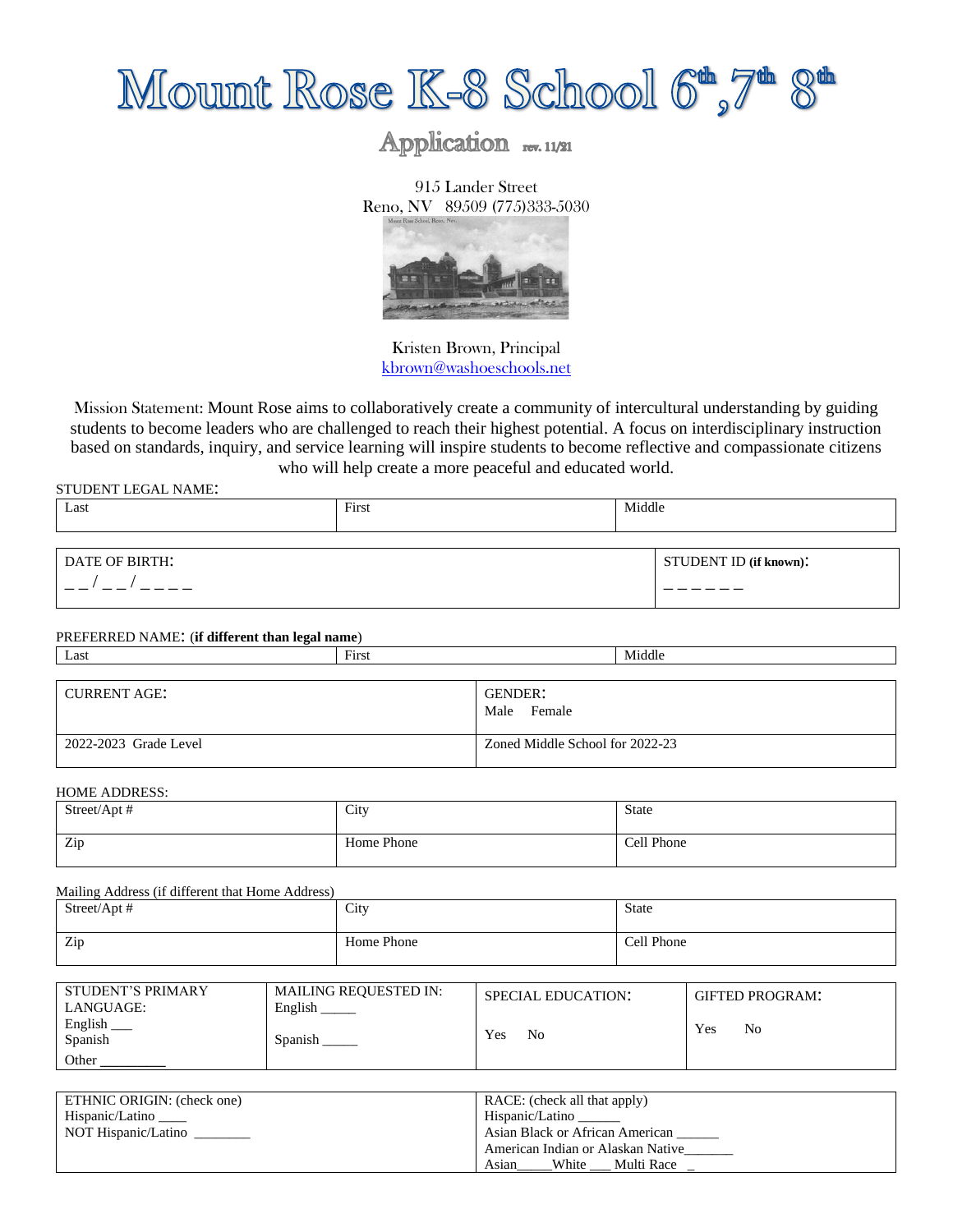# Mount Rose K-8 School 6th, 7th 8th

## Application rev. 11/21

915 Lander Street
Reno, NV 89509 (775)333-5030

Kristen Brown, Principal
kbrown@washoeschools.net

Mission Statement: Mount Rose aims to collaboratively create a community of intercultural understanding by guiding students to become leaders who are challenged to reach their highest potential. A focus on interdisciplinary instruction based on standards, inquiry, and service learning will inspire students to become reflective and compassionate citizens who will help create a more peaceful and educated world.

STUDENT LEGAL NAME:

| Last | First | Middle |
|---|---|---|
| | | |

| DATE OF BIRTH: | STUDENT ID (if known): |
|---|---|
| _ _ / _ _ / _ _ _ _ | _ _ _ _ _ _ |

PREFERRED NAME: (**if different than legal name**)

| Last | First | Middle |
|---|---|---|
| | | |

| CURRENT AGE: | GENDER: Male Female |
|---|---|
| 2022-2023 Grade Level | Zoned Middle School for 2022-23 |

HOME ADDRESS:

| Street/Apt # | City | State |
|---|---|---|
| Zip | Home Phone | Cell Phone |

Mailing Address (if different that Home Address)

| Street/Apt # | City | State |
|---|---|---|
| Zip | Home Phone | Cell Phone |

| STUDENT'S PRIMARY LANGUAGE: | MAILING REQUESTED IN: | SPECIAL EDUCATION: | GIFTED PROGRAM: |
|---|---|---|---|
| English ___ Spanish Other ________ | English _____ Spanish _____ | Yes No | Yes No |

| ETHNIC ORIGIN: (check one) | RACE: (check all that apply) |
|---|---|
| Hispanic/Latino ____ NOT Hispanic/Latino ________ | Hispanic/Latino ______ Asian Black or African American ______ American Indian or Alaskan Native_______ Asian_____White ___ Multi Race _ |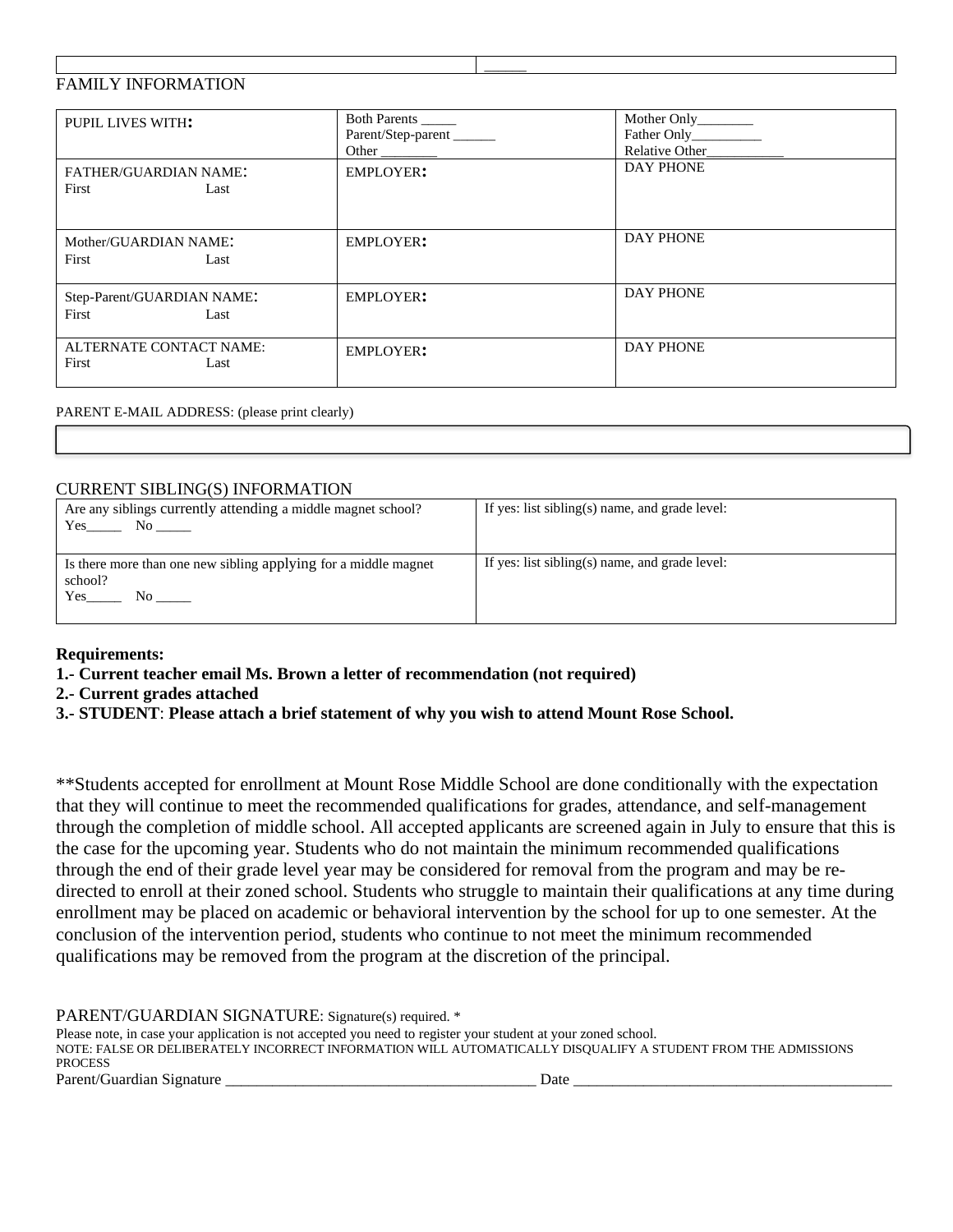| | |
|---|---|
| | _____ |

FAMILY INFORMATION

| | | |
|---|---|---|
| PUPIL LIVES WITH: | Both Parents _____<br>Parent/Step-parent ______<br>Other ________ | Mother Only________<br>Father Only__________<br>Relative Other___________ |
| FATHER/GUARDIAN NAME:<br>First Last | EMPLOYER: | DAY PHONE |
| Mother/GUARDIAN NAME:<br>First Last | EMPLOYER: | DAY PHONE |
| Step-Parent/GUARDIAN NAME:<br>First Last | EMPLOYER: | DAY PHONE |
| ALTERNATE CONTACT NAME:<br>First Last | EMPLOYER: | DAY PHONE |

PARENT E-MAIL ADDRESS: (please print clearly)

| |
|---|
| |

CURRENT SIBLING(S) INFORMATION

| | |
|---|---|
| Are any siblings currently attending a middle magnet school?<br>Yes_____ No _____ | If yes: list sibling(s) name, and grade level: |
| Is there more than one new sibling applying for a middle magnet school?<br>Yes_____ No _____ | If yes: list sibling(s) name, and grade level: |

**Requirements:**

**1.- Current teacher email Ms. Brown a letter of recommendation (not required)**

**2.- Current grades attached**

**3.- STUDENT**: **Please attach a brief statement of why you wish to attend Mount Rose School.**

**Students accepted for enrollment at Mount Rose Middle School are done conditionally with the expectation that they will continue to meet the recommended qualifications for grades, attendance, and self-management through the completion of middle school. All accepted applicants are screened again in July to ensure that this is the case for the upcoming year. Students who do not maintain the minimum recommended qualifications through the end of their grade level year may be considered for removal from the program and may be re-directed to enroll at their zoned school. Students who struggle to maintain their qualifications at any time during enrollment may be placed on academic or behavioral intervention by the school for up to one semester. At the conclusion of the intervention period, students who continue to not meet the minimum recommended qualifications may be removed from the program at the discretion of the principal.

PARENT/GUARDIAN SIGNATURE: Signature(s) required. *

Please note, in case your application is not accepted you need to register your student at your zoned school.

NOTE: FALSE OR DELIBERATELY INCORRECT INFORMATION WILL AUTOMATICALLY DISQUALIFY A STUDENT FROM THE ADMISSIONS PROCESS

Parent/Guardian Signature _______________________________________ Date __________________________________________